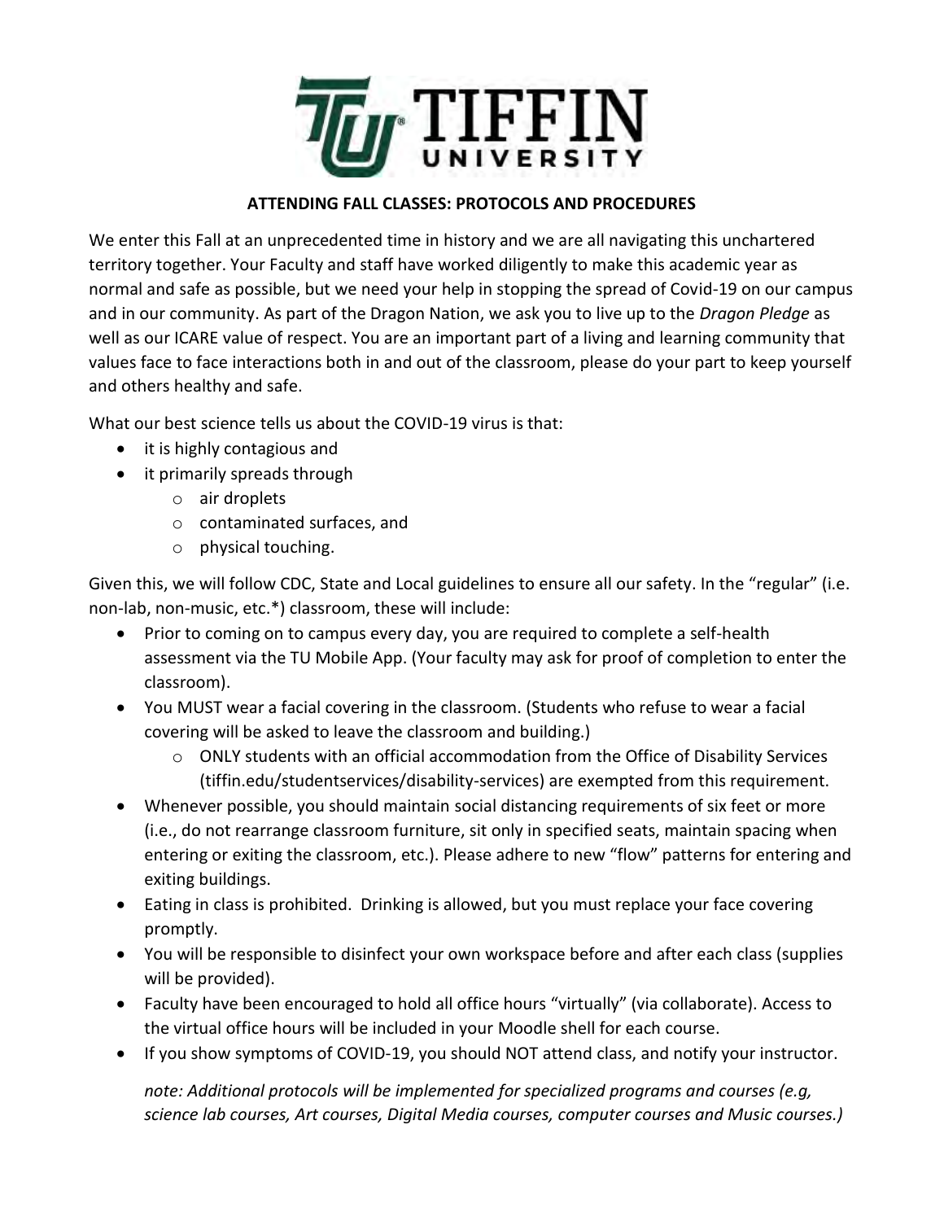# TIFFIN UNIVERSITY

## ATTENDING FALL CLASSES: PROTOCOLS AND PROCEDURES

We enter this Fall at an unprecedented time in history and we are all navigating this unchartered territory together. Your Faculty and staff have worked diligently to make this academic year as normal and safe as possible, but we need your help in stopping the spread of Covid-19 on our campus and in our community. As part of the Dragon Nation, we ask you to live up to the *Dragon Pledge* as well as our ICARE value of respect. You are an important part of a living and learning community that values face to face interactions both in and out of the classroom, please do your part to keep yourself and others healthy and safe.

What our best science tells us about the COVID-19 virus is that:

- it is highly contagious and
- it primarily spreads through
  - air droplets
  - contaminated surfaces, and
  - physical touching.

Given this, we will follow CDC, State and Local guidelines to ensure all our safety. In the "regular" (i.e. non-lab, non-music, etc.*) classroom, these will include:

- Prior to coming on to campus every day, you are required to complete a self-health assessment via the TU Mobile App. (Your faculty may ask for proof of completion to enter the classroom).
- You MUST wear a facial covering in the classroom. (Students who refuse to wear a facial covering will be asked to leave the classroom and building.)
  - ONLY students with an official accommodation from the Office of Disability Services (tiffin.edu/studentservices/disability-services) are exempted from this requirement.
- Whenever possible, you should maintain social distancing requirements of six feet or more (i.e., do not rearrange classroom furniture, sit only in specified seats, maintain spacing when entering or exiting the classroom, etc.). Please adhere to new "flow" patterns for entering and exiting buildings.
- Eating in class is prohibited. Drinking is allowed, but you must replace your face covering promptly.
- You will be responsible to disinfect your own workspace before and after each class (supplies will be provided).
- Faculty have been encouraged to hold all office hours "virtually" (via collaborate). Access to the virtual office hours will be included in your Moodle shell for each course.
- If you show symptoms of COVID-19, you should NOT attend class, and notify your instructor.

  *note: Additional protocols will be implemented for specialized programs and courses (e.g, science lab courses, Art courses, Digital Media courses, computer courses and Music courses.)*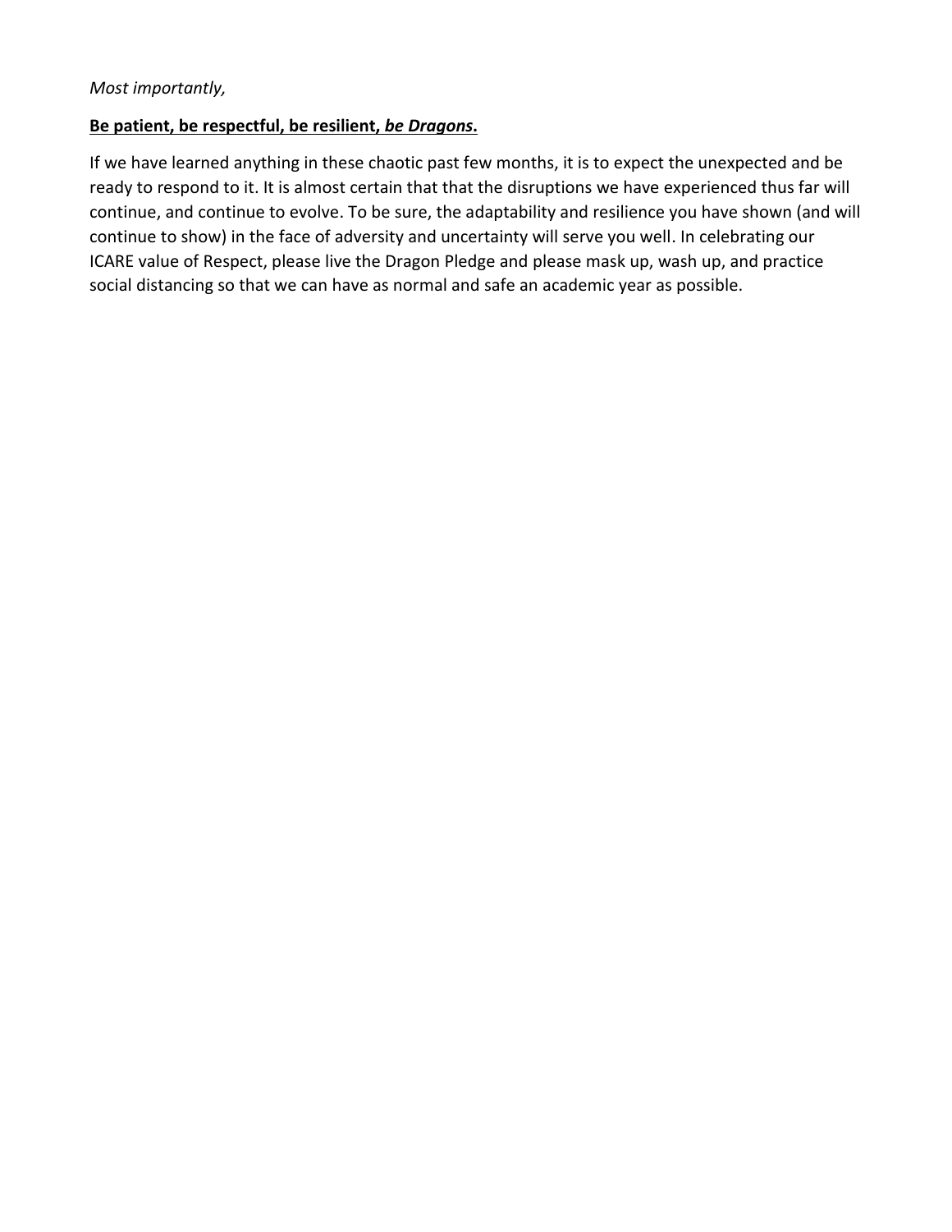*Most importantly,*

**<u>Be patient, be respectful, be resilient, *be Dragons*.</u>**

If we have learned anything in these chaotic past few months, it is to expect the unexpected and be ready to respond to it. It is almost certain that that the disruptions we have experienced thus far will continue, and continue to evolve. To be sure, the adaptability and resilience you have shown (and will continue to show) in the face of adversity and uncertainty will serve you well. In celebrating our ICARE value of Respect, please live the Dragon Pledge and please mask up, wash up, and practice social distancing so that we can have as normal and safe an academic year as possible.